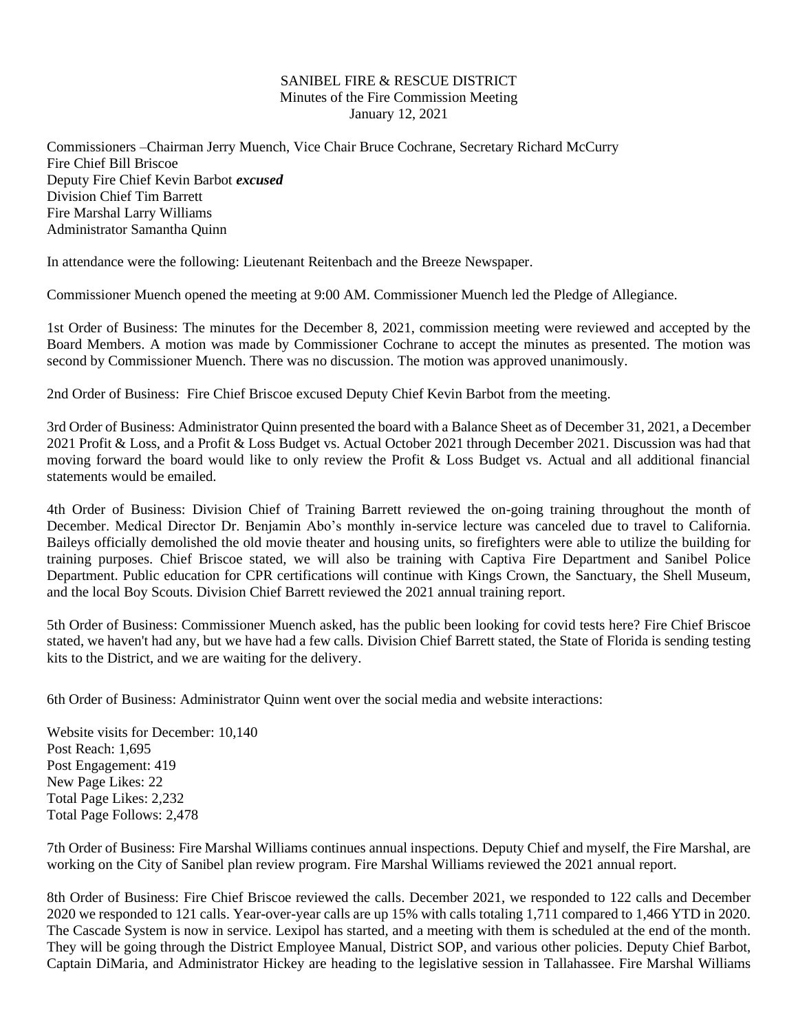SANIBEL FIRE & RESCUE DISTRICT
Minutes of the Fire Commission Meeting
January 12, 2021

Commissioners –Chairman Jerry Muench, Vice Chair Bruce Cochrane, Secretary Richard McCurry
Fire Chief Bill Briscoe
Deputy Fire Chief Kevin Barbot ***excused***
Division Chief Tim Barrett
Fire Marshal Larry Williams
Administrator Samantha Quinn

In attendance were the following: Lieutenant Reitenbach and the Breeze Newspaper.

Commissioner Muench opened the meeting at 9:00 AM. Commissioner Muench led the Pledge of Allegiance.

1st Order of Business: The minutes for the December 8, 2021, commission meeting were reviewed and accepted by the Board Members. A motion was made by Commissioner Cochrane to accept the minutes as presented. The motion was second by Commissioner Muench. There was no discussion. The motion was approved unanimously.

2nd Order of Business: Fire Chief Briscoe excused Deputy Chief Kevin Barbot from the meeting.

3rd Order of Business: Administrator Quinn presented the board with a Balance Sheet as of December 31, 2021, a December 2021 Profit & Loss, and a Profit & Loss Budget vs. Actual October 2021 through December 2021. Discussion was had that moving forward the board would like to only review the Profit & Loss Budget vs. Actual and all additional financial statements would be emailed.

4th Order of Business: Division Chief of Training Barrett reviewed the on-going training throughout the month of December. Medical Director Dr. Benjamin Abo's monthly in-service lecture was canceled due to travel to California. Baileys officially demolished the old movie theater and housing units, so firefighters were able to utilize the building for training purposes. Chief Briscoe stated, we will also be training with Captiva Fire Department and Sanibel Police Department. Public education for CPR certifications will continue with Kings Crown, the Sanctuary, the Shell Museum, and the local Boy Scouts. Division Chief Barrett reviewed the 2021 annual training report.

5th Order of Business: Commissioner Muench asked, has the public been looking for covid tests here? Fire Chief Briscoe stated, we haven't had any, but we have had a few calls. Division Chief Barrett stated, the State of Florida is sending testing kits to the District, and we are waiting for the delivery.

6th Order of Business: Administrator Quinn went over the social media and website interactions:

Website visits for December: 10,140
Post Reach: 1,695
Post Engagement: 419
New Page Likes: 22
Total Page Likes: 2,232
Total Page Follows: 2,478

7th Order of Business: Fire Marshal Williams continues annual inspections. Deputy Chief and myself, the Fire Marshal, are working on the City of Sanibel plan review program. Fire Marshal Williams reviewed the 2021 annual report.

8th Order of Business: Fire Chief Briscoe reviewed the calls. December 2021, we responded to 122 calls and December 2020 we responded to 121 calls. Year-over-year calls are up 15% with calls totaling 1,711 compared to 1,466 YTD in 2020. The Cascade System is now in service. Lexipol has started, and a meeting with them is scheduled at the end of the month. They will be going through the District Employee Manual, District SOP, and various other policies. Deputy Chief Barbot, Captain DiMaria, and Administrator Hickey are heading to the legislative session in Tallahassee. Fire Marshal Williams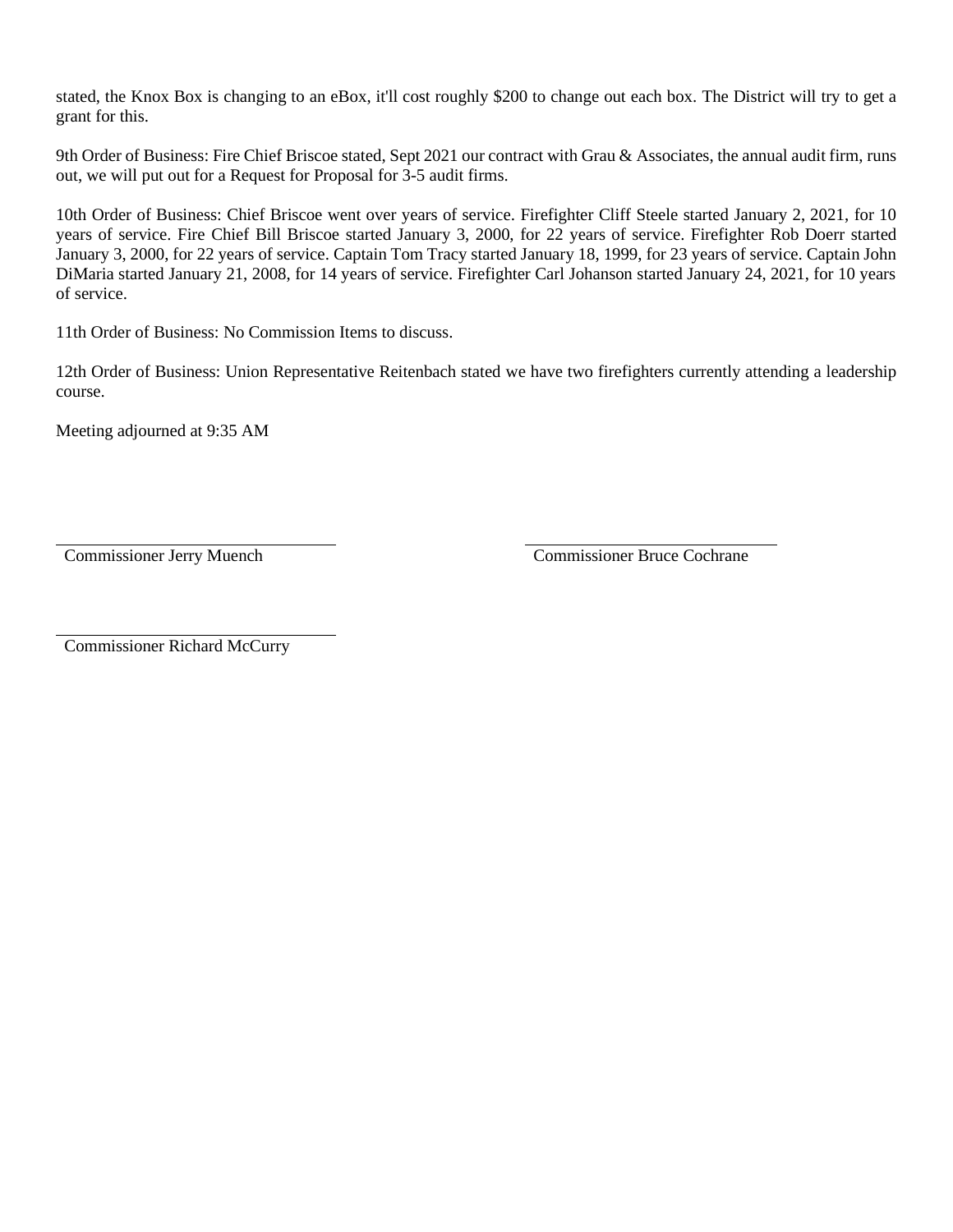stated, the Knox Box is changing to an eBox, it'll cost roughly $200 to change out each box. The District will try to get a grant for this.

9th Order of Business: Fire Chief Briscoe stated, Sept 2021 our contract with Grau & Associates, the annual audit firm, runs out, we will put out for a Request for Proposal for 3-5 audit firms.

10th Order of Business: Chief Briscoe went over years of service. Firefighter Cliff Steele started January 2, 2021, for 10 years of service. Fire Chief Bill Briscoe started January 3, 2000, for 22 years of service. Firefighter Rob Doerr started January 3, 2000, for 22 years of service. Captain Tom Tracy started January 18, 1999, for 23 years of service. Captain John DiMaria started January 21, 2008, for 14 years of service. Firefighter Carl Johanson started January 24, 2021, for 10 years of service.

11th Order of Business: No Commission Items to discuss.

12th Order of Business: Union Representative Reitenbach stated we have two firefighters currently attending a leadership course.

Meeting adjourned at 9:35 AM

Commissioner Jerry Muench

Commissioner Bruce Cochrane

Commissioner Richard McCurry